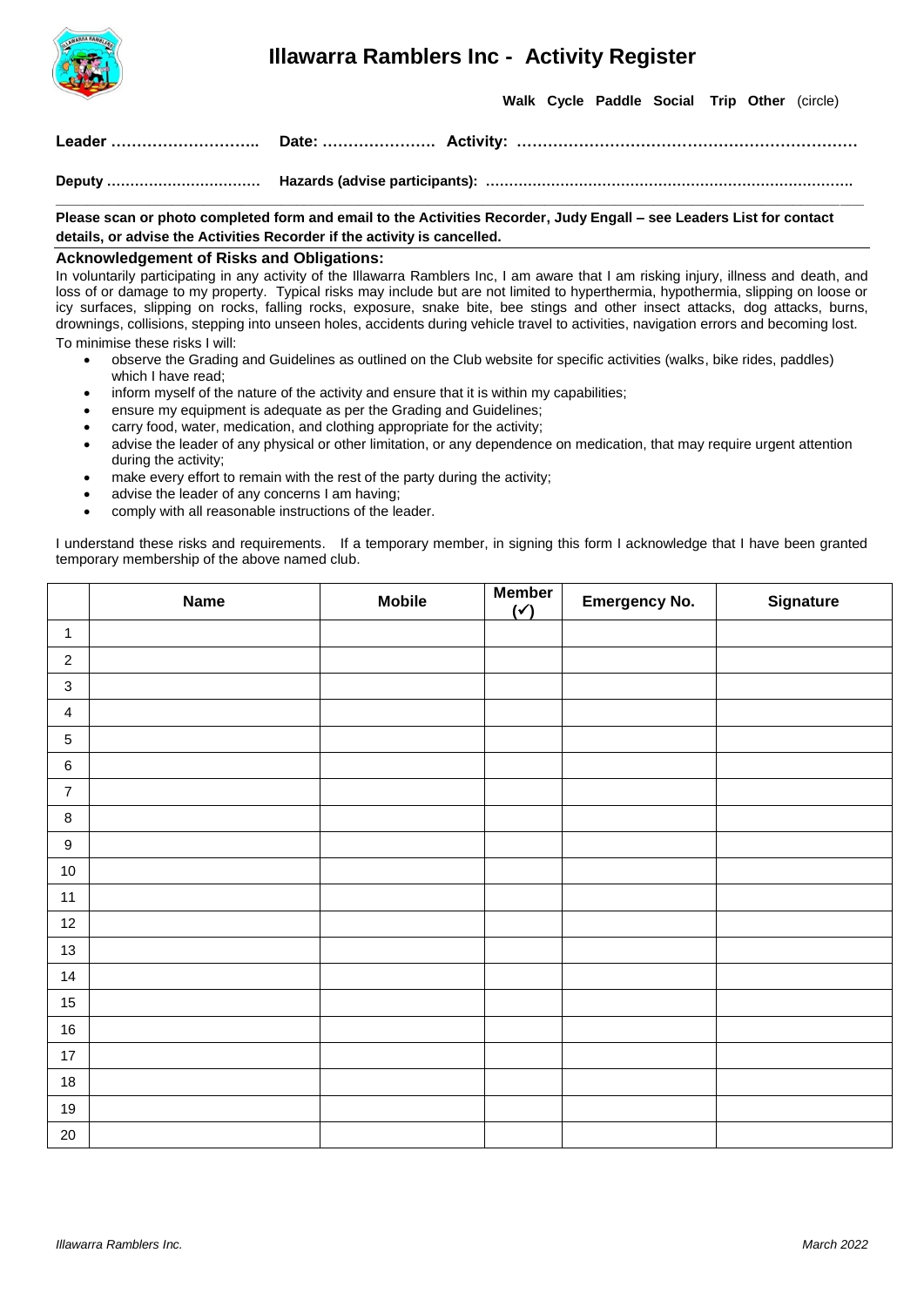# Illawarra Ramblers Inc - Activity Register

**Walk Cycle Paddle Social Trip Other** (circle)

**Leader ……………………….. Date: …………………. Activity: …………………………………………………………**

**Deputy …………………………… Hazards (advise participants): ………………………………………………………………….**

**Please scan or photo completed form and email to the Activities Recorder, Judy Engall – see Leaders List for contact details, or advise the Activities Recorder if the activity is cancelled.**

**Acknowledgement of Risks and Obligations:**

In voluntarily participating in any activity of the Illawarra Ramblers Inc, I am aware that I am risking injury, illness and death, and loss of or damage to my property. Typical risks may include but are not limited to hyperthermia, hypothermia, slipping on loose or icy surfaces, slipping on rocks, falling rocks, exposure, snake bite, bee stings and other insect attacks, dog attacks, burns, drownings, collisions, stepping into unseen holes, accidents during vehicle travel to activities, navigation errors and becoming lost.

To minimise these risks I will:

- observe the Grading and Guidelines as outlined on the Club website for specific activities (walks, bike rides, paddles) which I have read;
- inform myself of the nature of the activity and ensure that it is within my capabilities;
- ensure my equipment is adequate as per the Grading and Guidelines;
- carry food, water, medication, and clothing appropriate for the activity;
- advise the leader of any physical or other limitation, or any dependence on medication, that may require urgent attention during the activity;
- make every effort to remain with the rest of the party during the activity;
- advise the leader of any concerns I am having;
- comply with all reasonable instructions of the leader.

I understand these risks and requirements. If a temporary member, in signing this form I acknowledge that I have been granted temporary membership of the above named club.

| | Name | Mobile | Member (✓) | Emergency No. | Signature |
|---|---|---|---|---|---|
| 1 | | | | | |
| 2 | | | | | |
| 3 | | | | | |
| 4 | | | | | |
| 5 | | | | | |
| 6 | | | | | |
| 7 | | | | | |
| 8 | | | | | |
| 9 | | | | | |
| 10 | | | | | |
| 11 | | | | | |
| 12 | | | | | |
| 13 | | | | | |
| 14 | | | | | |
| 15 | | | | | |
| 16 | | | | | |
| 17 | | | | | |
| 18 | | | | | |
| 19 | | | | | |
| 20 | | | | | |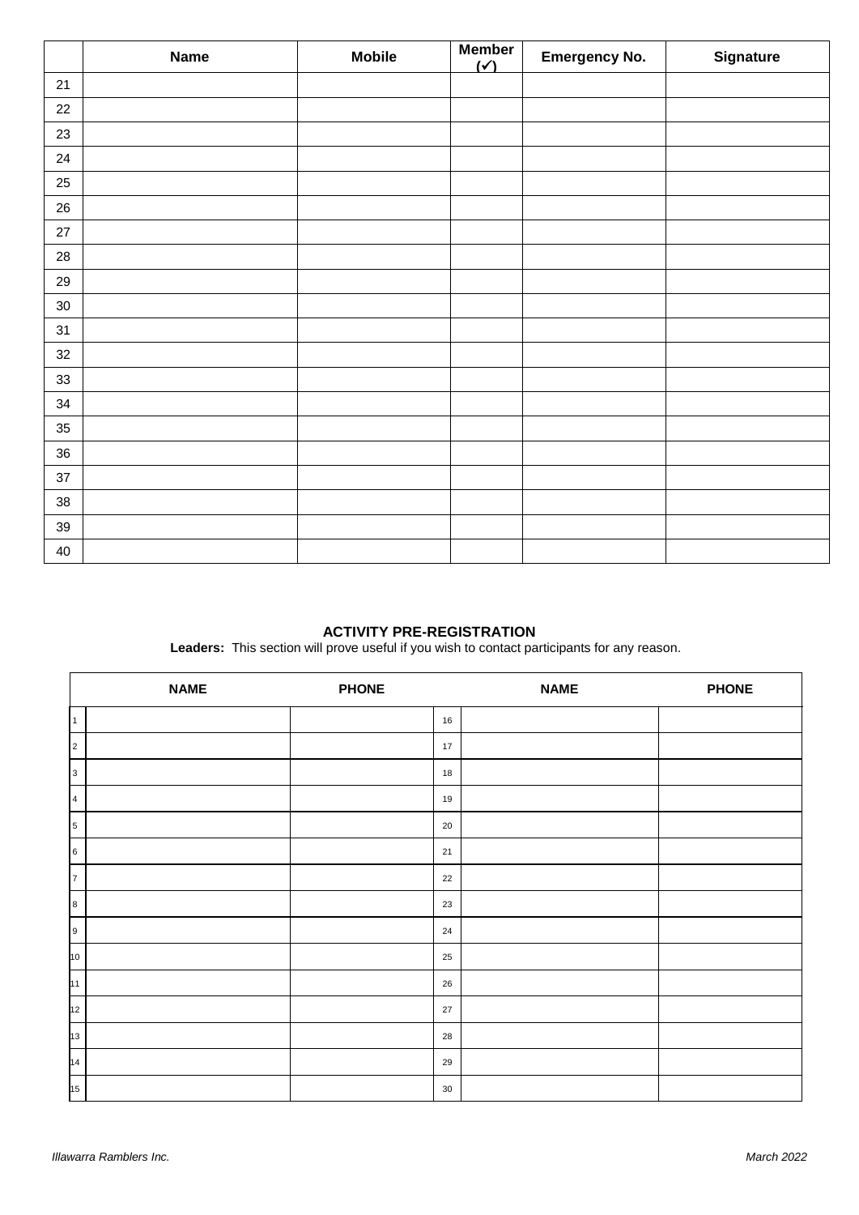| | Name | Mobile | Member (✓) | Emergency No. | Signature |
|---|---|---|---|---|---|
| 21 | | | | | |
| 22 | | | | | |
| 23 | | | | | |
| 24 | | | | | |
| 25 | | | | | |
| 26 | | | | | |
| 27 | | | | | |
| 28 | | | | | |
| 29 | | | | | |
| 30 | | | | | |
| 31 | | | | | |
| 32 | | | | | |
| 33 | | | | | |
| 34 | | | | | |
| 35 | | | | | |
| 36 | | | | | |
| 37 | | | | | |
| 38 | | | | | |
| 39 | | | | | |
| 40 | | | | | |

## ACTIVITY PRE-REGISTRATION

**Leaders:** This section will prove useful if you wish to contact participants for any reason.

| | NAME | PHONE | | NAME | PHONE |
|---|---|---|---|---|---|
| 1 | | | 16 | | |
| 2 | | | 17 | | |
| 3 | | | 18 | | |
| 4 | | | 19 | | |
| 5 | | | 20 | | |
| 6 | | | 21 | | |
| 7 | | | 22 | | |
| 8 | | | 23 | | |
| 9 | | | 24 | | |
| 10 | | | 25 | | |
| 11 | | | 26 | | |
| 12 | | | 27 | | |
| 13 | | | 28 | | |
| 14 | | | 29 | | |
| 15 | | | 30 | | |

*Illawarra Ramblers Inc.* *March 2022*